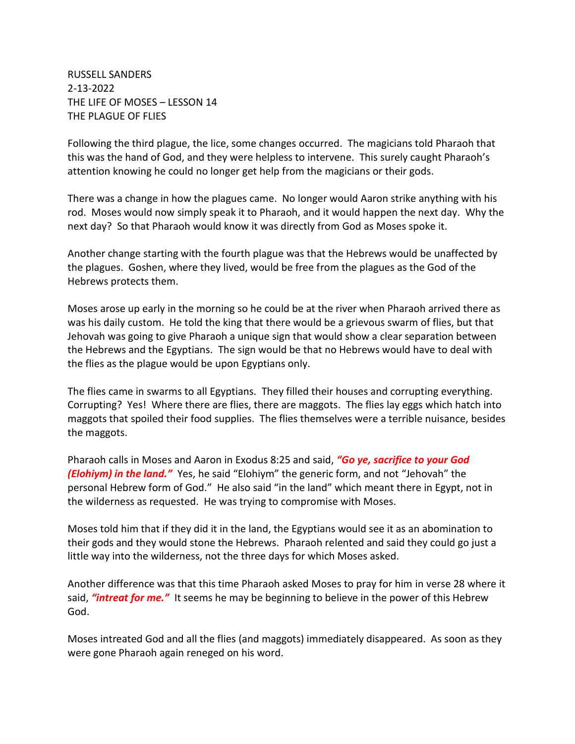RUSSELL SANDERS
2-13-2022
THE LIFE OF MOSES – LESSON 14
THE PLAGUE OF FLIES

Following the third plague, the lice, some changes occurred. The magicians told Pharaoh that this was the hand of God, and they were helpless to intervene. This surely caught Pharaoh's attention knowing he could no longer get help from the magicians or their gods.

There was a change in how the plagues came. No longer would Aaron strike anything with his rod. Moses would now simply speak it to Pharaoh, and it would happen the next day. Why the next day? So that Pharaoh would know it was directly from God as Moses spoke it.

Another change starting with the fourth plague was that the Hebrews would be unaffected by the plagues. Goshen, where they lived, would be free from the plagues as the God of the Hebrews protects them.

Moses arose up early in the morning so he could be at the river when Pharaoh arrived there as was his daily custom. He told the king that there would be a grievous swarm of flies, but that Jehovah was going to give Pharaoh a unique sign that would show a clear separation between the Hebrews and the Egyptians. The sign would be that no Hebrews would have to deal with the flies as the plague would be upon Egyptians only.

The flies came in swarms to all Egyptians. They filled their houses and corrupting everything. Corrupting? Yes! Where there are flies, there are maggots. The flies lay eggs which hatch into maggots that spoiled their food supplies. The flies themselves were a terrible nuisance, besides the maggots.

Pharaoh calls in Moses and Aaron in Exodus 8:25 and said, ***"Go ye, sacrifice to your God (Elohiym) in the land."*** Yes, he said "Elohiym" the generic form, and not "Jehovah" the personal Hebrew form of God." He also said "in the land" which meant there in Egypt, not in the wilderness as requested. He was trying to compromise with Moses.

Moses told him that if they did it in the land, the Egyptians would see it as an abomination to their gods and they would stone the Hebrews. Pharaoh relented and said they could go just a little way into the wilderness, not the three days for which Moses asked.

Another difference was that this time Pharaoh asked Moses to pray for him in verse 28 where it said, ***"intreat for me."*** It seems he may be beginning to believe in the power of this Hebrew God.

Moses intreated God and all the flies (and maggots) immediately disappeared. As soon as they were gone Pharaoh again reneged on his word.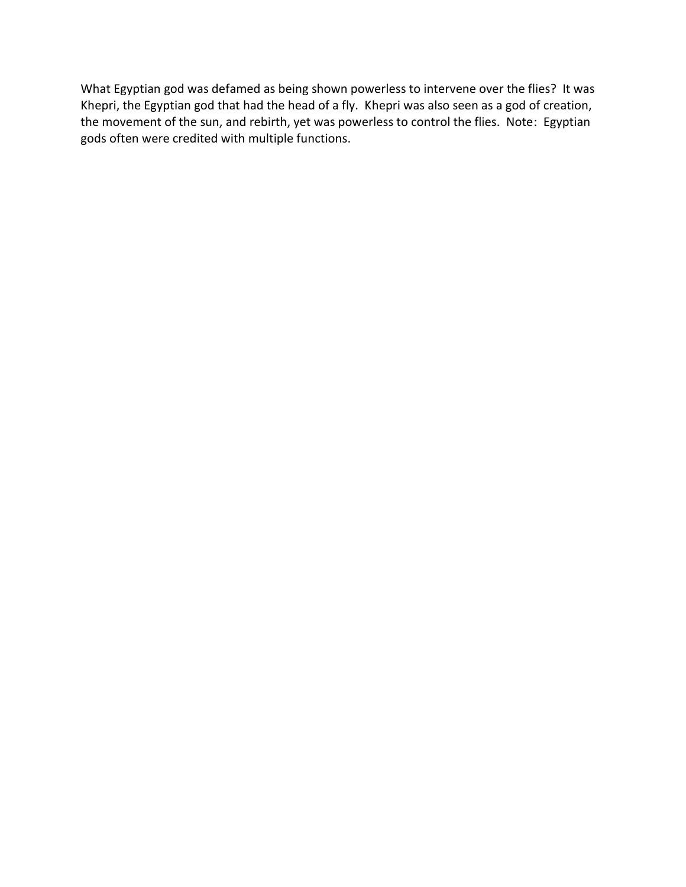What Egyptian god was defamed as being shown powerless to intervene over the flies? It was Khepri, the Egyptian god that had the head of a fly. Khepri was also seen as a god of creation, the movement of the sun, and rebirth, yet was powerless to control the flies. Note: Egyptian gods often were credited with multiple functions.